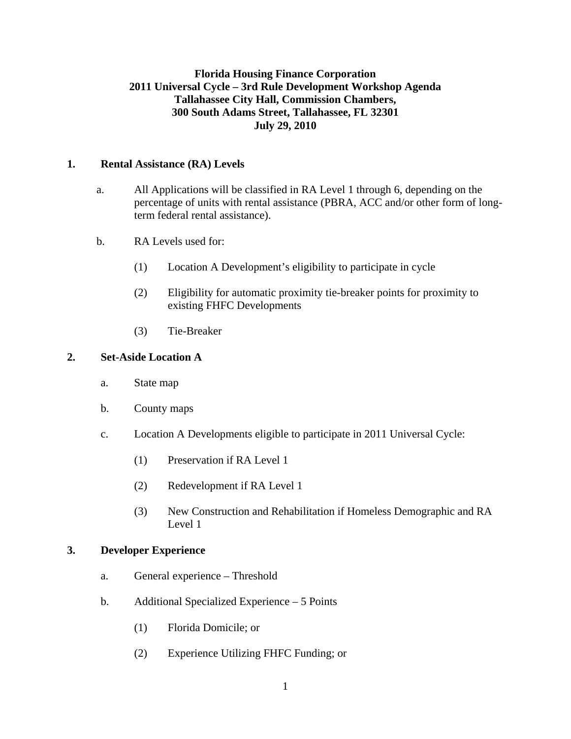**Florida Housing Finance Corporation**
**2011 Universal Cycle – 3rd Rule Development Workshop Agenda**
**Tallahassee City Hall, Commission Chambers,**
**300 South Adams Street, Tallahassee, FL 32301**
**July 29, 2010**

**1. Rental Assistance (RA) Levels**

a. All Applications will be classified in RA Level 1 through 6, depending on the percentage of units with rental assistance (PBRA, ACC and/or other form of long-term federal rental assistance).

b. RA Levels used for:

(1) Location A Development's eligibility to participate in cycle

(2) Eligibility for automatic proximity tie-breaker points for proximity to existing FHFC Developments

(3) Tie-Breaker

**2. Set-Aside Location A**

a. State map

b. County maps

c. Location A Developments eligible to participate in 2011 Universal Cycle:

(1) Preservation if RA Level 1

(2) Redevelopment if RA Level 1

(3) New Construction and Rehabilitation if Homeless Demographic and RA Level 1

**3. Developer Experience**

a. General experience – Threshold

b. Additional Specialized Experience – 5 Points

(1) Florida Domicile; or

(2) Experience Utilizing FHFC Funding; or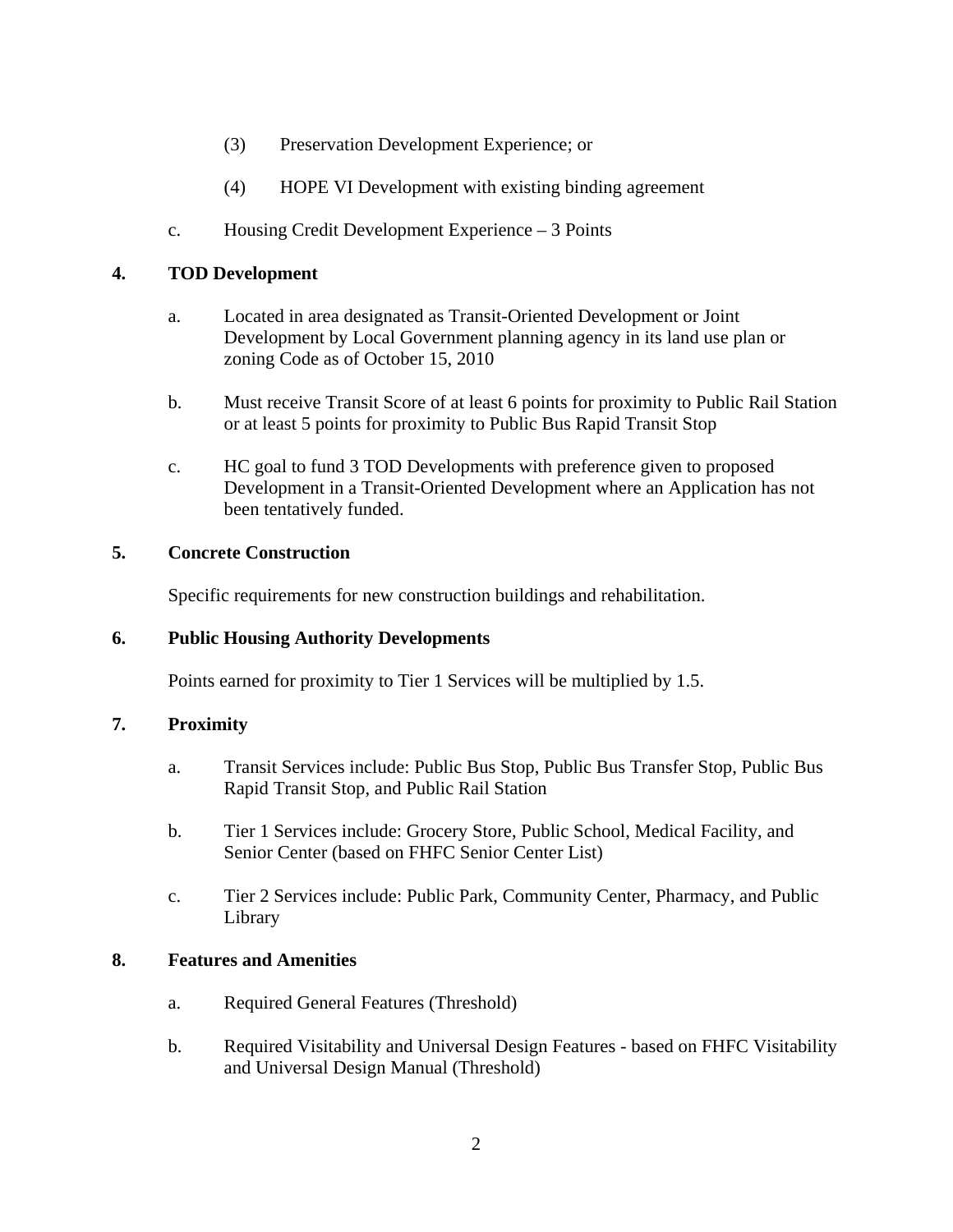(3) Preservation Development Experience; or

(4) HOPE VI Development with existing binding agreement

c. Housing Credit Development Experience – 3 Points

**4. TOD Development**

a. Located in area designated as Transit-Oriented Development or Joint Development by Local Government planning agency in its land use plan or zoning Code as of October 15, 2010

b. Must receive Transit Score of at least 6 points for proximity to Public Rail Station or at least 5 points for proximity to Public Bus Rapid Transit Stop

c. HC goal to fund 3 TOD Developments with preference given to proposed Development in a Transit-Oriented Development where an Application has not been tentatively funded.

**5. Concrete Construction**

Specific requirements for new construction buildings and rehabilitation.

**6. Public Housing Authority Developments**

Points earned for proximity to Tier 1 Services will be multiplied by 1.5.

**7. Proximity**

a. Transit Services include: Public Bus Stop, Public Bus Transfer Stop, Public Bus Rapid Transit Stop, and Public Rail Station

b. Tier 1 Services include: Grocery Store, Public School, Medical Facility, and Senior Center (based on FHFC Senior Center List)

c. Tier 2 Services include: Public Park, Community Center, Pharmacy, and Public Library

**8. Features and Amenities**

a. Required General Features (Threshold)

b. Required Visitability and Universal Design Features - based on FHFC Visitability and Universal Design Manual (Threshold)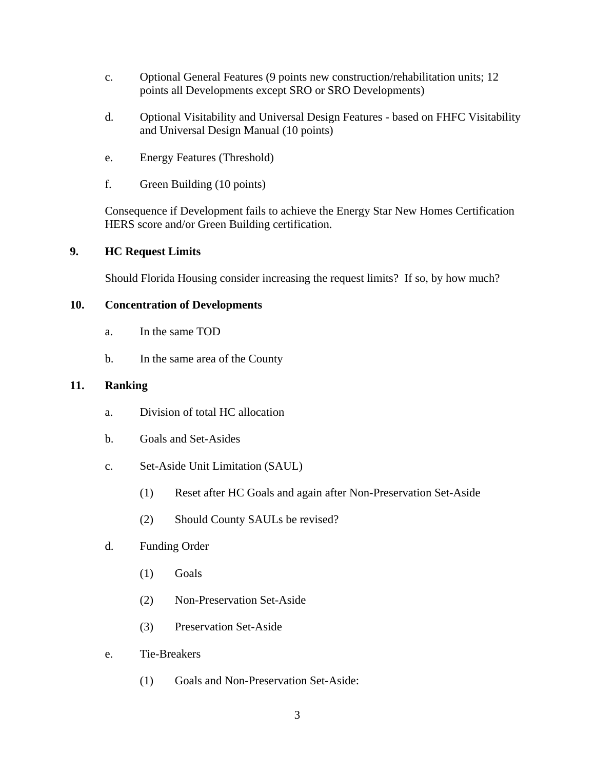c. Optional General Features (9 points new construction/rehabilitation units; 12 points all Developments except SRO or SRO Developments)

d. Optional Visitability and Universal Design Features - based on FHFC Visitability and Universal Design Manual (10 points)

e. Energy Features (Threshold)

f. Green Building (10 points)

Consequence if Development fails to achieve the Energy Star New Homes Certification HERS score and/or Green Building certification.

**9. HC Request Limits**

Should Florida Housing consider increasing the request limits? If so, by how much?

**10. Concentration of Developments**

a. In the same TOD

b. In the same area of the County

**11. Ranking**

a. Division of total HC allocation

b. Goals and Set-Asides

c. Set-Aside Unit Limitation (SAUL)

   (1) Reset after HC Goals and again after Non-Preservation Set-Aside

   (2) Should County SAULs be revised?

d. Funding Order

   (1) Goals

   (2) Non-Preservation Set-Aside

   (3) Preservation Set-Aside

e. Tie-Breakers

   (1) Goals and Non-Preservation Set-Aside: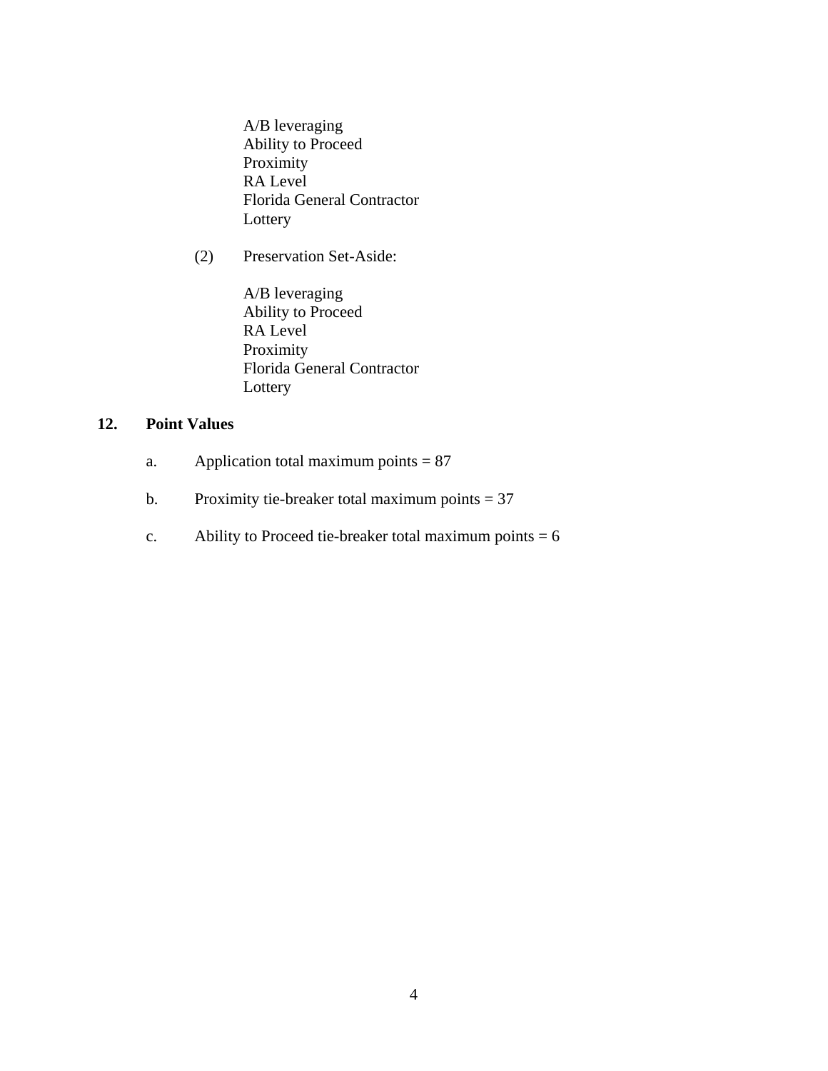A/B leveraging
Ability to Proceed
Proximity
RA Level
Florida General Contractor
Lottery

(2) Preservation Set-Aside:

A/B leveraging
Ability to Proceed
RA Level
Proximity
Florida General Contractor
Lottery

## 12. Point Values

a. Application total maximum points = 87

b. Proximity tie-breaker total maximum points = 37

c. Ability to Proceed tie-breaker total maximum points = 6